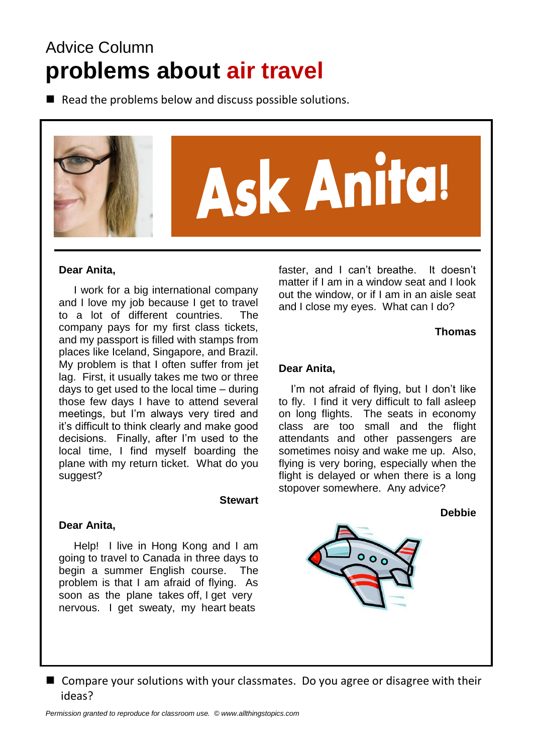Advice Column

# problems about air travel

- Read the problems below and discuss possible solutions.

## Ask Anita!

**Dear Anita,**

I work for a big international company and I love my job because I get to travel to a lot of different countries. The company pays for my first class tickets, and my passport is filled with stamps from places like Iceland, Singapore, and Brazil. My problem is that I often suffer from jet lag. First, it usually takes me two or three days to get used to the local time – during those few days I have to attend several meetings, but I'm always very tired and it's difficult to think clearly and make good decisions. Finally, after I'm used to the local time, I find myself boarding the plane with my return ticket. What do you suggest?

**Stewart**

**Dear Anita,**

Help! I live in Hong Kong and I am going to travel to Canada in three days to begin a summer English course. The problem is that I am afraid of flying. As soon as the plane takes off, I get very nervous. I get sweaty, my heart beats faster, and I can't breathe. It doesn't matter if I am in a window seat and I look out the window, or if I am in an aisle seat and I close my eyes. What can I do?

**Thomas**

**Dear Anita,**

I'm not afraid of flying, but I don't like to fly. I find it very difficult to fall asleep on long flights. The seats in economy class are too small and the flight attendants and other passengers are sometimes noisy and wake me up. Also, flying is very boring, especially when the flight is delayed or when there is a long stopover somewhere. Any advice?

**Debbie**

- Compare your solutions with your classmates. Do you agree or disagree with their ideas?

*Permission granted to reproduce for classroom use. © www.allthingstopics.com*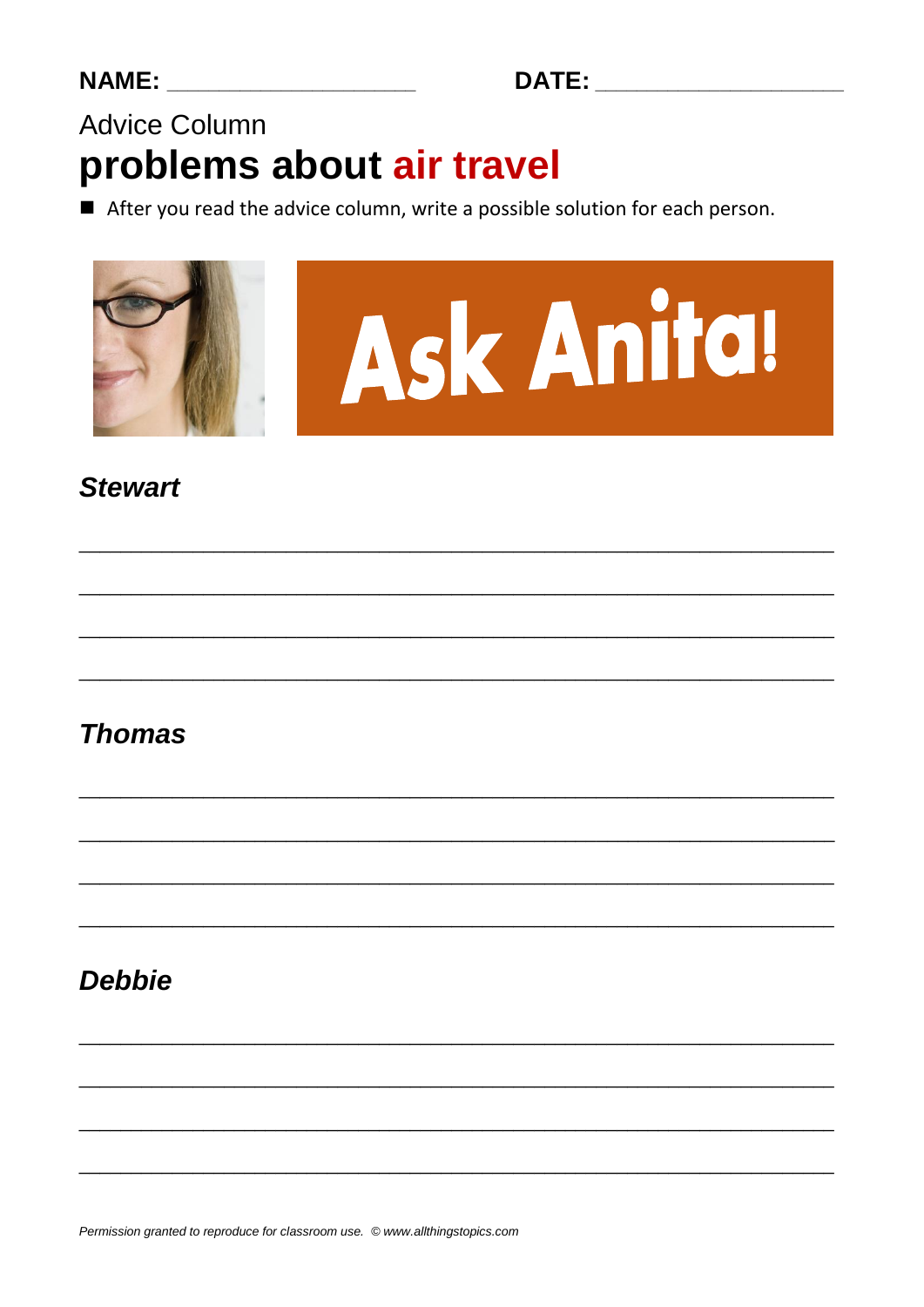NAME: ____________________ DATE: ____________________

Advice Column

# problems about air travel

- After you read the advice column, write a possible solution for each person.

Ask Anita!

### *Stewart*

______________________________________________________________________

______________________________________________________________________

______________________________________________________________________

______________________________________________________________________

### *Thomas*

______________________________________________________________________

______________________________________________________________________

______________________________________________________________________

______________________________________________________________________

### *Debbie*

______________________________________________________________________

______________________________________________________________________

______________________________________________________________________

______________________________________________________________________

*Permission granted to reproduce for classroom use. © www.allthingstopics.com*